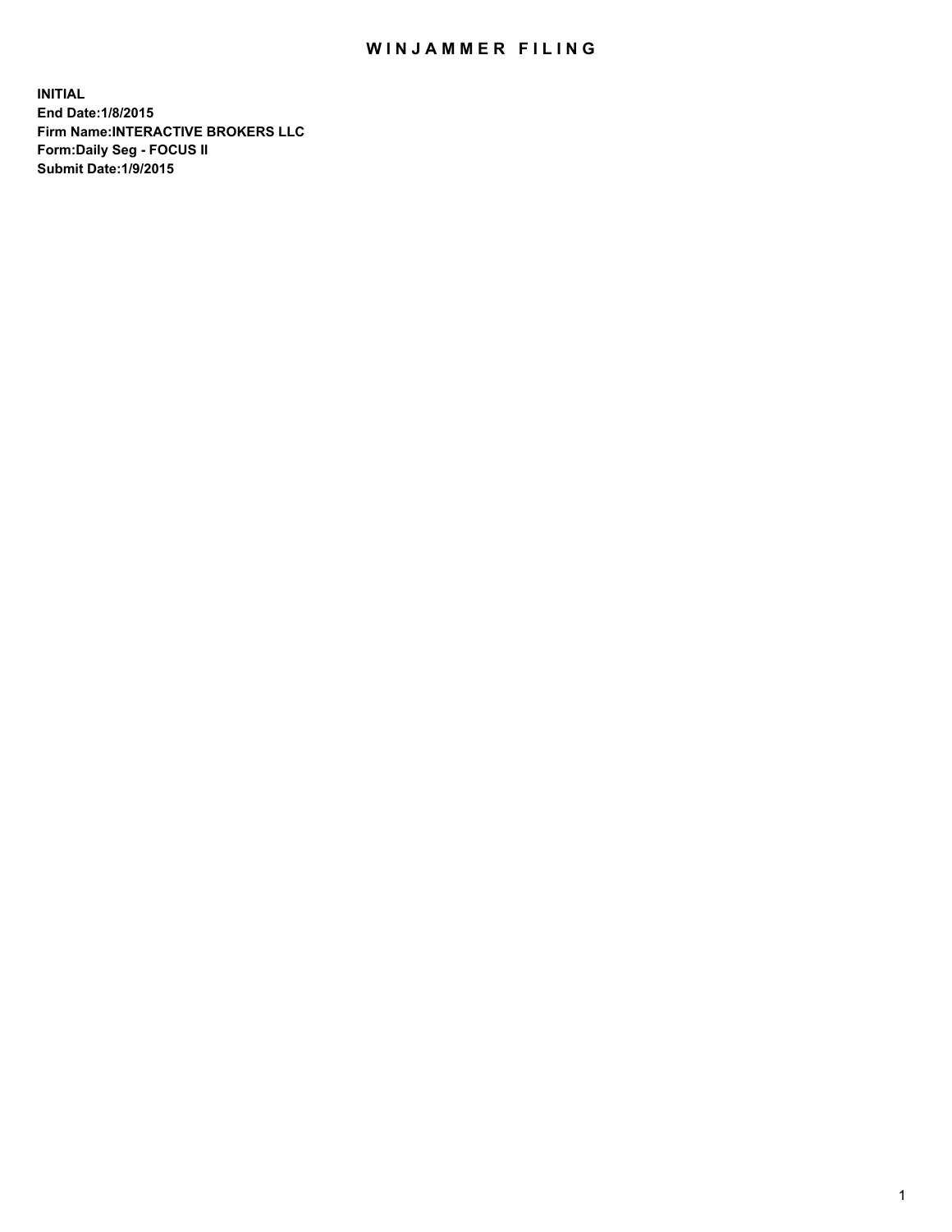# WINJAMMER FILING

**INITIAL**
**End Date:1/8/2015**
**Firm Name:INTERACTIVE BROKERS LLC**
**Form:Daily Seg - FOCUS II**
**Submit Date:1/9/2015**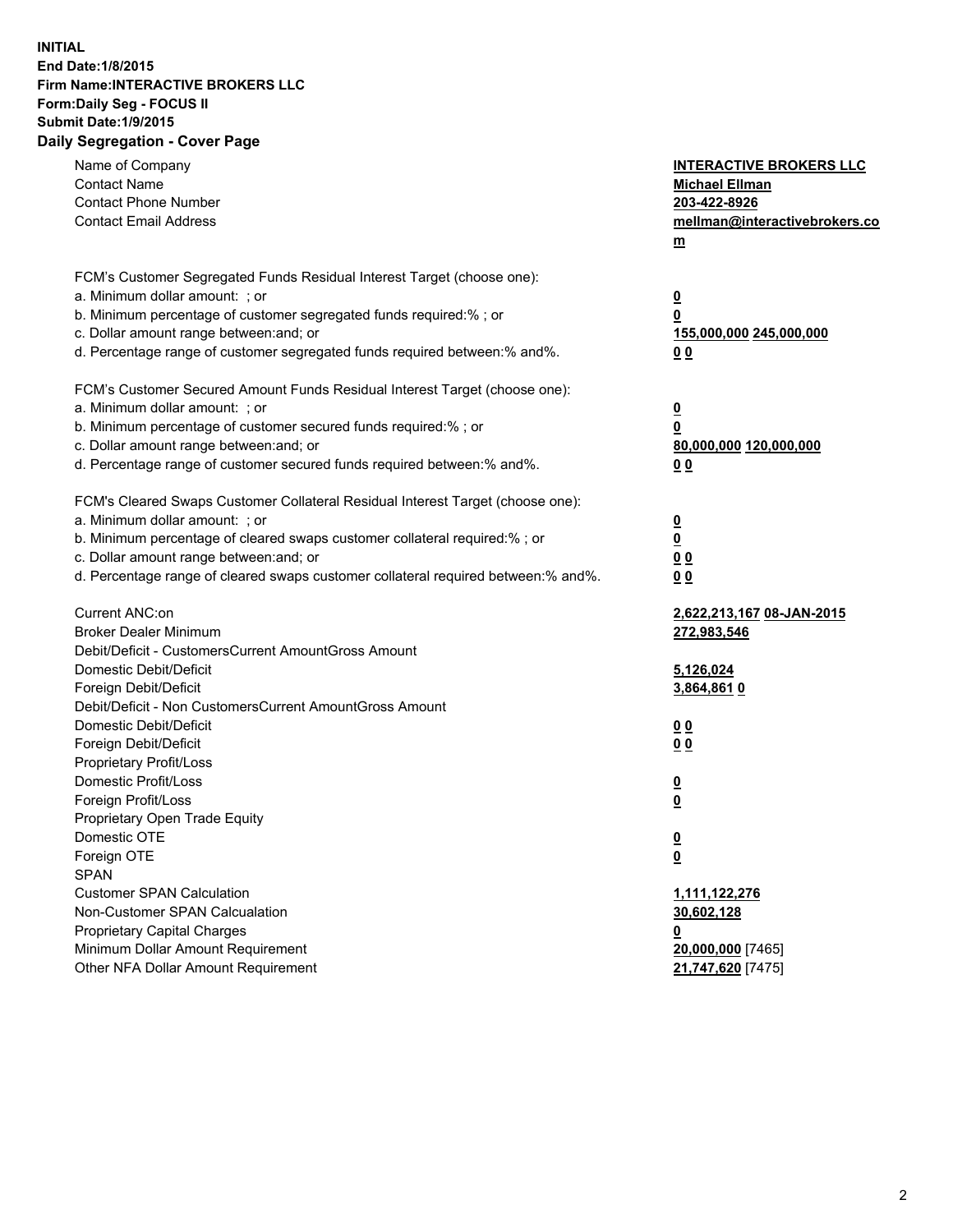**INITIAL**
**End Date:1/8/2015**
**Firm Name:INTERACTIVE BROKERS LLC**
**Form:Daily Seg - FOCUS II**
**Submit Date:1/9/2015**
**Daily Segregation - Cover Page**

| | |
|---|---|
| Name of Company | **INTERACTIVE BROKERS LLC** |
| Contact Name | **Michael Ellman** |
| Contact Phone Number | **203-422-8926** |
| Contact Email Address | **mellman@interactivebrokers.com** |
| | |
| FCM's Customer Segregated Funds Residual Interest Target (choose one): | |
| a. Minimum dollar amount: ; or | **0** |
| b. Minimum percentage of customer segregated funds required:% ; or | **0** |
| c. Dollar amount range between:and; or | **155,000,000 245,000,000** |
| d. Percentage range of customer segregated funds required between:% and%. | **0 0** |
| | |
| FCM's Customer Secured Amount Funds Residual Interest Target (choose one): | |
| a. Minimum dollar amount: ; or | **0** |
| b. Minimum percentage of customer secured funds required:% ; or | **0** |
| c. Dollar amount range between:and; or | **80,000,000 120,000,000** |
| d. Percentage range of customer secured funds required between:% and%. | **0 0** |
| | |
| FCM's Cleared Swaps Customer Collateral Residual Interest Target (choose one): | |
| a. Minimum dollar amount: ; or | **0** |
| b. Minimum percentage of cleared swaps customer collateral required:% ; or | **0** |
| c. Dollar amount range between:and; or | **0 0** |
| d. Percentage range of cleared swaps customer collateral required between:% and%. | **0 0** |
| | |
| Current ANC:on | **2,622,213,167 08-JAN-2015** |
| Broker Dealer Minimum | **272,983,546** |
| Debit/Deficit - CustomersCurrent AmountGross Amount | |
| Domestic Debit/Deficit | **5,126,024** |
| Foreign Debit/Deficit | **3,864,861 0** |
| Debit/Deficit - Non CustomersCurrent AmountGross Amount | |
| Domestic Debit/Deficit | **0 0** |
| Foreign Debit/Deficit | **0 0** |
| Proprietary Profit/Loss | |
| Domestic Profit/Loss | **0** |
| Foreign Profit/Loss | **0** |
| Proprietary Open Trade Equity | |
| Domestic OTE | **0** |
| Foreign OTE | **0** |
| SPAN | |
| Customer SPAN Calculation | **1,111,122,276** |
| Non-Customer SPAN Calcualation | **30,602,128** |
| Proprietary Capital Charges | **0** |
| Minimum Dollar Amount Requirement | **20,000,000** [7465] |
| Other NFA Dollar Amount Requirement | **21,747,620** [7475] |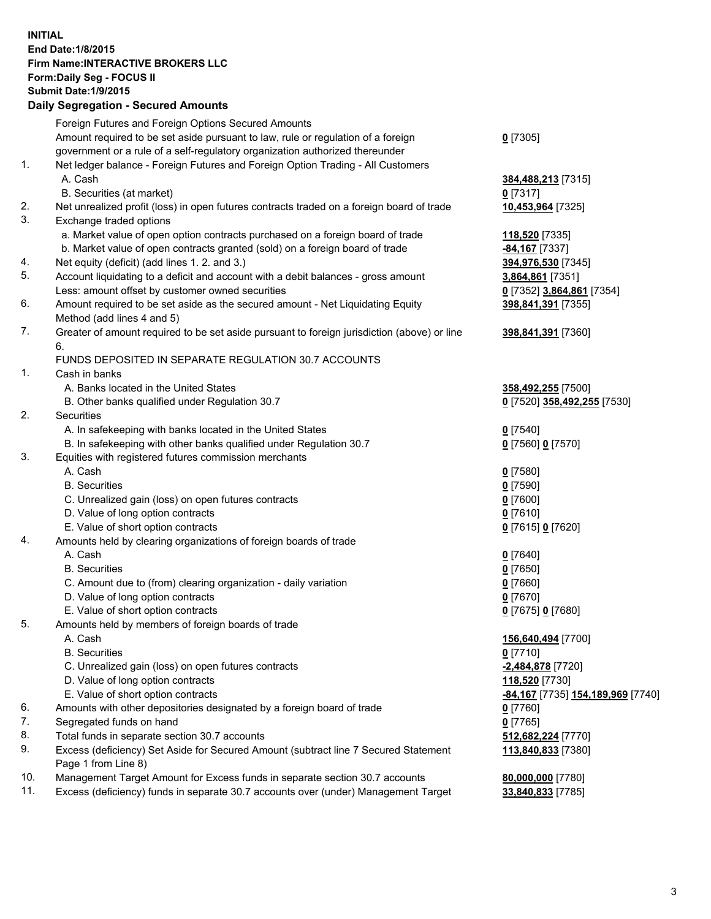**INITIAL**
**End Date:1/8/2015**
**Firm Name:INTERACTIVE BROKERS LLC**
**Form:Daily Seg - FOCUS II**
**Submit Date:1/9/2015**

## Daily Segregation - Secured Amounts

| | | |
|---|---|---|
| | Foreign Futures and Foreign Options Secured Amounts | |
| | Amount required to be set aside pursuant to law, rule or regulation of a foreign government or a rule of a self-regulatory organization authorized thereunder | **0** [7305] |
| 1. | Net ledger balance - Foreign Futures and Foreign Option Trading - All Customers | |
| | A. Cash | **384,488,213** [7315] |
| | B. Securities (at market) | **0** [7317] |
| 2. | Net unrealized profit (loss) in open futures contracts traded on a foreign board of trade | **10,453,964** [7325] |
| 3. | Exchange traded options | |
| | a. Market value of open option contracts purchased on a foreign board of trade | **118,520** [7335] |
| | b. Market value of open contracts granted (sold) on a foreign board of trade | **-84,167** [7337] |
| 4. | Net equity (deficit) (add lines 1. 2. and 3.) | **394,976,530** [7345] |
| 5. | Account liquidating to a deficit and account with a debit balances - gross amount | **3,864,861** [7351] |
| | Less: amount offset by customer owned securities | **0** [7352] **3,864,861** [7354] |
| 6. | Amount required to be set aside as the secured amount - Net Liquidating Equity Method (add lines 4 and 5) | **398,841,391** [7355] |
| 7. | Greater of amount required to be set aside pursuant to foreign jurisdiction (above) or line 6. | **398,841,391** [7360] |
| | FUNDS DEPOSITED IN SEPARATE REGULATION 30.7 ACCOUNTS | |
| 1. | Cash in banks | |
| | A. Banks located in the United States | **358,492,255** [7500] |
| | B. Other banks qualified under Regulation 30.7 | **0** [7520] **358,492,255** [7530] |
| 2. | Securities | |
| | A. In safekeeping with banks located in the United States | **0** [7540] |
| | B. In safekeeping with other banks qualified under Regulation 30.7 | **0** [7560] **0** [7570] |
| 3. | Equities with registered futures commission merchants | |
| | A. Cash | **0** [7580] |
| | B. Securities | **0** [7590] |
| | C. Unrealized gain (loss) on open futures contracts | **0** [7600] |
| | D. Value of long option contracts | **0** [7610] |
| | E. Value of short option contracts | **0** [7615] **0** [7620] |
| 4. | Amounts held by clearing organizations of foreign boards of trade | |
| | A. Cash | **0** [7640] |
| | B. Securities | **0** [7650] |
| | C. Amount due to (from) clearing organization - daily variation | **0** [7660] |
| | D. Value of long option contracts | **0** [7670] |
| | E. Value of short option contracts | **0** [7675] **0** [7680] |
| 5. | Amounts held by members of foreign boards of trade | |
| | A. Cash | **156,640,494** [7700] |
| | B. Securities | **0** [7710] |
| | C. Unrealized gain (loss) on open futures contracts | **-2,484,878** [7720] |
| | D. Value of long option contracts | **118,520** [7730] |
| | E. Value of short option contracts | **-84,167** [7735] **154,189,969** [7740] |
| 6. | Amounts with other depositories designated by a foreign board of trade | **0** [7760] |
| 7. | Segregated funds on hand | **0** [7765] |
| 8. | Total funds in separate section 30.7 accounts | **512,682,224** [7770] |
| 9. | Excess (deficiency) Set Aside for Secured Amount (subtract line 7 Secured Statement Page 1 from Line 8) | **113,840,833** [7380] |
| 10. | Management Target Amount for Excess funds in separate section 30.7 accounts | **80,000,000** [7780] |
| 11. | Excess (deficiency) funds in separate 30.7 accounts over (under) Management Target | **33,840,833** [7785] |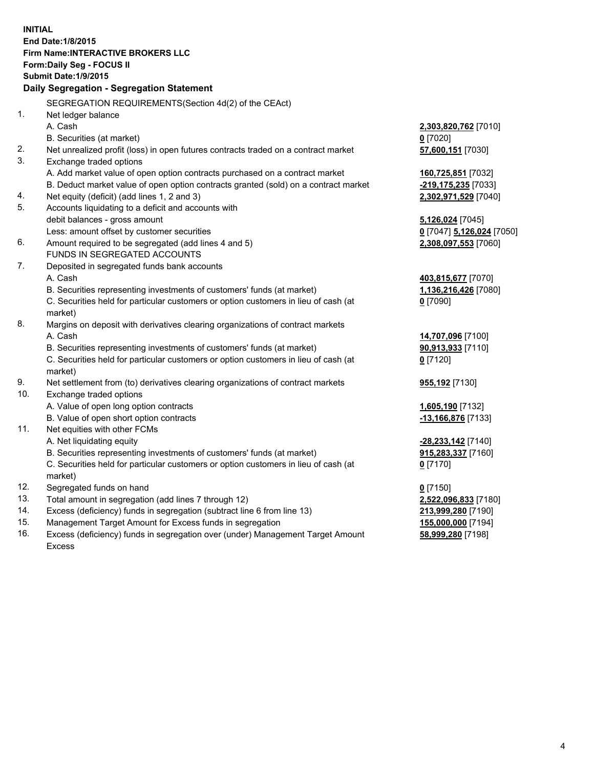**INITIAL**
**End Date:1/8/2015**
**Firm Name:INTERACTIVE BROKERS LLC**
**Form:Daily Seg - FOCUS II**
**Submit Date:1/9/2015**

## Daily Segregation - Segregation Statement

| | | |
|---|---|---|
| | SEGREGATION REQUIREMENTS(Section 4d(2) of the CEAct) | |
| 1. | Net ledger balance | |
| | A. Cash | **2,303,820,762** [7010] |
| | B. Securities (at market) | **0** [7020] |
| 2. | Net unrealized profit (loss) in open futures contracts traded on a contract market | **57,600,151** [7030] |
| 3. | Exchange traded options | |
| | A. Add market value of open option contracts purchased on a contract market | **160,725,851** [7032] |
| | B. Deduct market value of open option contracts granted (sold) on a contract market | **-219,175,235** [7033] |
| 4. | Net equity (deficit) (add lines 1, 2 and 3) | **2,302,971,529** [7040] |
| 5. | Accounts liquidating to a deficit and accounts with debit balances - gross amount | **5,126,024** [7045] |
| | Less: amount offset by customer securities | **0** [7047] **5,126,024** [7050] |
| 6. | Amount required to be segregated (add lines 4 and 5) | **2,308,097,553** [7060] |
| | FUNDS IN SEGREGATED ACCOUNTS | |
| 7. | Deposited in segregated funds bank accounts | |
| | A. Cash | **403,815,677** [7070] |
| | B. Securities representing investments of customers' funds (at market) | **1,136,216,426** [7080] |
| | C. Securities held for particular customers or option customers in lieu of cash (at market) | **0** [7090] |
| 8. | Margins on deposit with derivatives clearing organizations of contract markets | |
| | A. Cash | **14,707,096** [7100] |
| | B. Securities representing investments of customers' funds (at market) | **90,913,933** [7110] |
| | C. Securities held for particular customers or option customers in lieu of cash (at market) | **0** [7120] |
| 9. | Net settlement from (to) derivatives clearing organizations of contract markets | **955,192** [7130] |
| 10. | Exchange traded options | |
| | A. Value of open long option contracts | **1,605,190** [7132] |
| | B. Value of open short option contracts | **-13,166,876** [7133] |
| 11. | Net equities with other FCMs | |
| | A. Net liquidating equity | **-28,233,142** [7140] |
| | B. Securities representing investments of customers' funds (at market) | **915,283,337** [7160] |
| | C. Securities held for particular customers or option customers in lieu of cash (at market) | **0** [7170] |
| 12. | Segregated funds on hand | **0** [7150] |
| 13. | Total amount in segregation (add lines 7 through 12) | **2,522,096,833** [7180] |
| 14. | Excess (deficiency) funds in segregation (subtract line 6 from line 13) | **213,999,280** [7190] |
| 15. | Management Target Amount for Excess funds in segregation | **155,000,000** [7194] |
| 16. | Excess (deficiency) funds in segregation over (under) Management Target Amount Excess | **58,999,280** [7198] |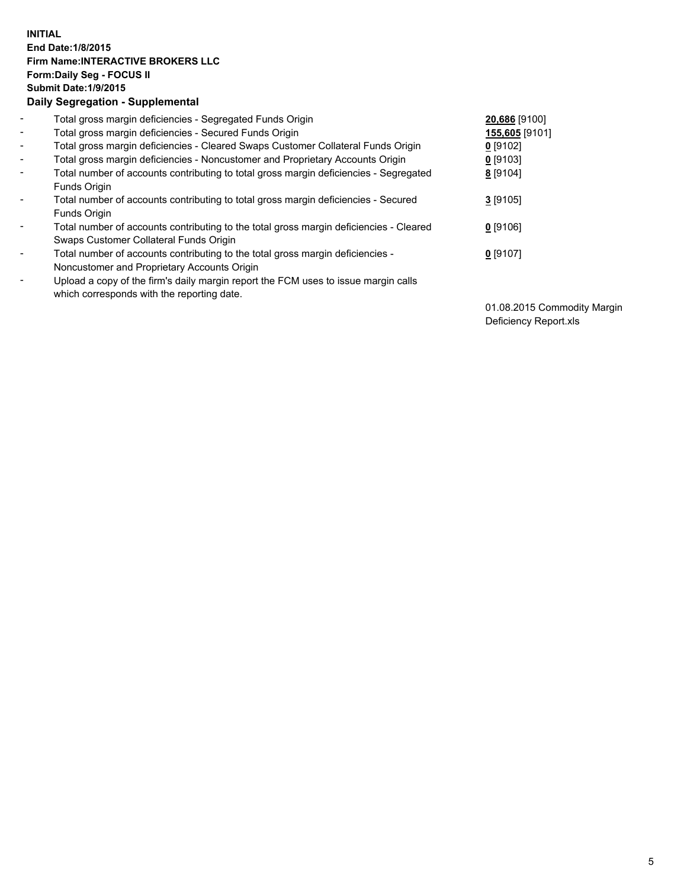**INITIAL**
**End Date:1/8/2015**
**Firm Name:INTERACTIVE BROKERS LLC**
**Form:Daily Seg - FOCUS II**
**Submit Date:1/9/2015**

**Daily Segregation - Supplemental**

| | |
|---|---|
| - Total gross margin deficiencies - Segregated Funds Origin | **20,686** [9100] |
| - Total gross margin deficiencies - Secured Funds Origin | **155,605** [9101] |
| - Total gross margin deficiencies - Cleared Swaps Customer Collateral Funds Origin | **0** [9102] |
| - Total gross margin deficiencies - Noncustomer and Proprietary Accounts Origin | **0** [9103] |
| - Total number of accounts contributing to total gross margin deficiencies - Segregated Funds Origin | **8** [9104] |
| - Total number of accounts contributing to total gross margin deficiencies - Secured Funds Origin | **3** [9105] |
| - Total number of accounts contributing to the total gross margin deficiencies - Cleared Swaps Customer Collateral Funds Origin | **0** [9106] |
| - Total number of accounts contributing to the total gross margin deficiencies - Noncustomer and Proprietary Accounts Origin | **0** [9107] |
| - Upload a copy of the firm's daily margin report the FCM uses to issue margin calls which corresponds with the reporting date. | 01.08.2015 Commodity Margin Deficiency Report.xls |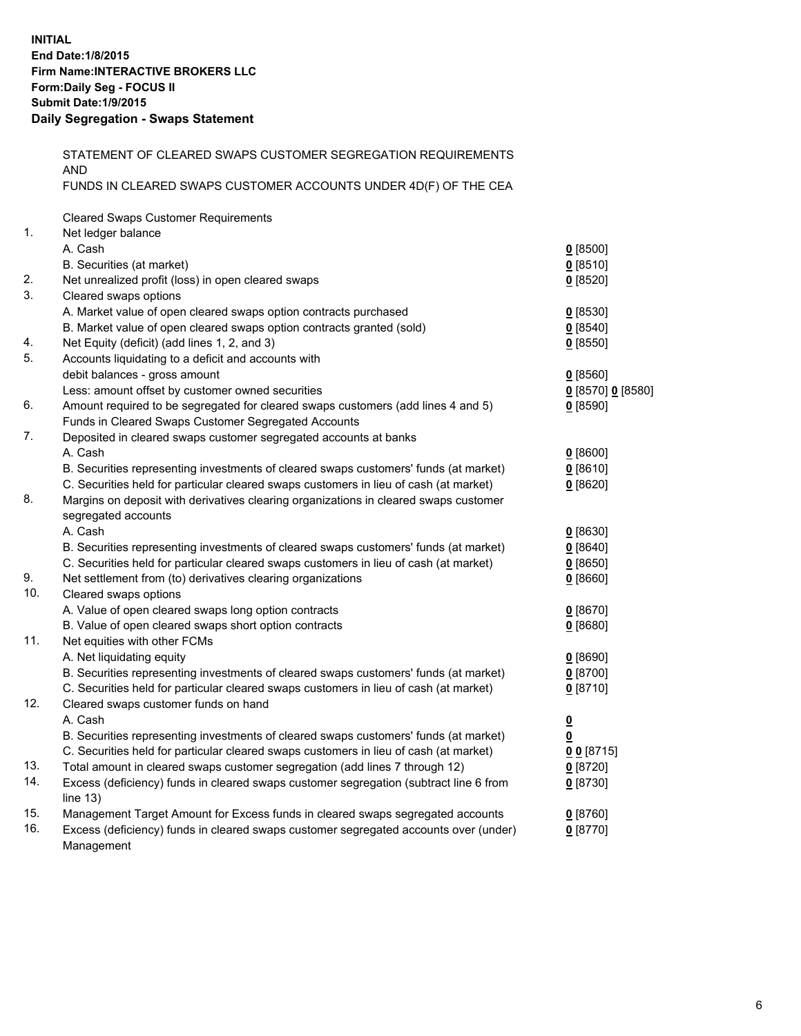**INITIAL**
**End Date:1/8/2015**
**Firm Name:INTERACTIVE BROKERS LLC**
**Form:Daily Seg - FOCUS II**
**Submit Date:1/9/2015**
**Daily Segregation - Swaps Statement**

STATEMENT OF CLEARED SWAPS CUSTOMER SEGREGATION REQUIREMENTS
AND
FUNDS IN CLEARED SWAPS CUSTOMER ACCOUNTS UNDER 4D(F) OF THE CEA

| | | |
|---|---|---|
| | Cleared Swaps Customer Requirements | |
| 1. | Net ledger balance | |
| | A. Cash | 0 [8500] |
| | B. Securities (at market) | 0 [8510] |
| 2. | Net unrealized profit (loss) in open cleared swaps | 0 [8520] |
| 3. | Cleared swaps options | |
| | A. Market value of open cleared swaps option contracts purchased | 0 [8530] |
| | B. Market value of open cleared swaps option contracts granted (sold) | 0 [8540] |
| 4. | Net Equity (deficit) (add lines 1, 2, and 3) | 0 [8550] |
| 5. | Accounts liquidating to a deficit and accounts with | |
| | debit balances - gross amount | 0 [8560] |
| | Less: amount offset by customer owned securities | 0 [8570] 0 [8580] |
| 6. | Amount required to be segregated for cleared swaps customers (add lines 4 and 5) | 0 [8590] |
| | Funds in Cleared Swaps Customer Segregated Accounts | |
| 7. | Deposited in cleared swaps customer segregated accounts at banks | |
| | A. Cash | 0 [8600] |
| | B. Securities representing investments of cleared swaps customers' funds (at market) | 0 [8610] |
| | C. Securities held for particular cleared swaps customers in lieu of cash (at market) | 0 [8620] |
| 8. | Margins on deposit with derivatives clearing organizations in cleared swaps customer segregated accounts | |
| | A. Cash | 0 [8630] |
| | B. Securities representing investments of cleared swaps customers' funds (at market) | 0 [8640] |
| | C. Securities held for particular cleared swaps customers in lieu of cash (at market) | 0 [8650] |
| 9. | Net settlement from (to) derivatives clearing organizations | 0 [8660] |
| 10. | Cleared swaps options | |
| | A. Value of open cleared swaps long option contracts | 0 [8670] |
| | B. Value of open cleared swaps short option contracts | 0 [8680] |
| 11. | Net equities with other FCMs | |
| | A. Net liquidating equity | 0 [8690] |
| | B. Securities representing investments of cleared swaps customers' funds (at market) | 0 [8700] |
| | C. Securities held for particular cleared swaps customers in lieu of cash (at market) | 0 [8710] |
| 12. | Cleared swaps customer funds on hand | |
| | A. Cash | 0 |
| | B. Securities representing investments of cleared swaps customers' funds (at market) | 0 |
| | C. Securities held for particular cleared swaps customers in lieu of cash (at market) | 0 0 [8715] |
| 13. | Total amount in cleared swaps customer segregation (add lines 7 through 12) | 0 [8720] |
| 14. | Excess (deficiency) funds in cleared swaps customer segregation (subtract line 6 from line 13) | 0 [8730] |
| 15. | Management Target Amount for Excess funds in cleared swaps segregated accounts | 0 [8760] |
| 16. | Excess (deficiency) funds in cleared swaps customer segregated accounts over (under) Management | 0 [8770] |